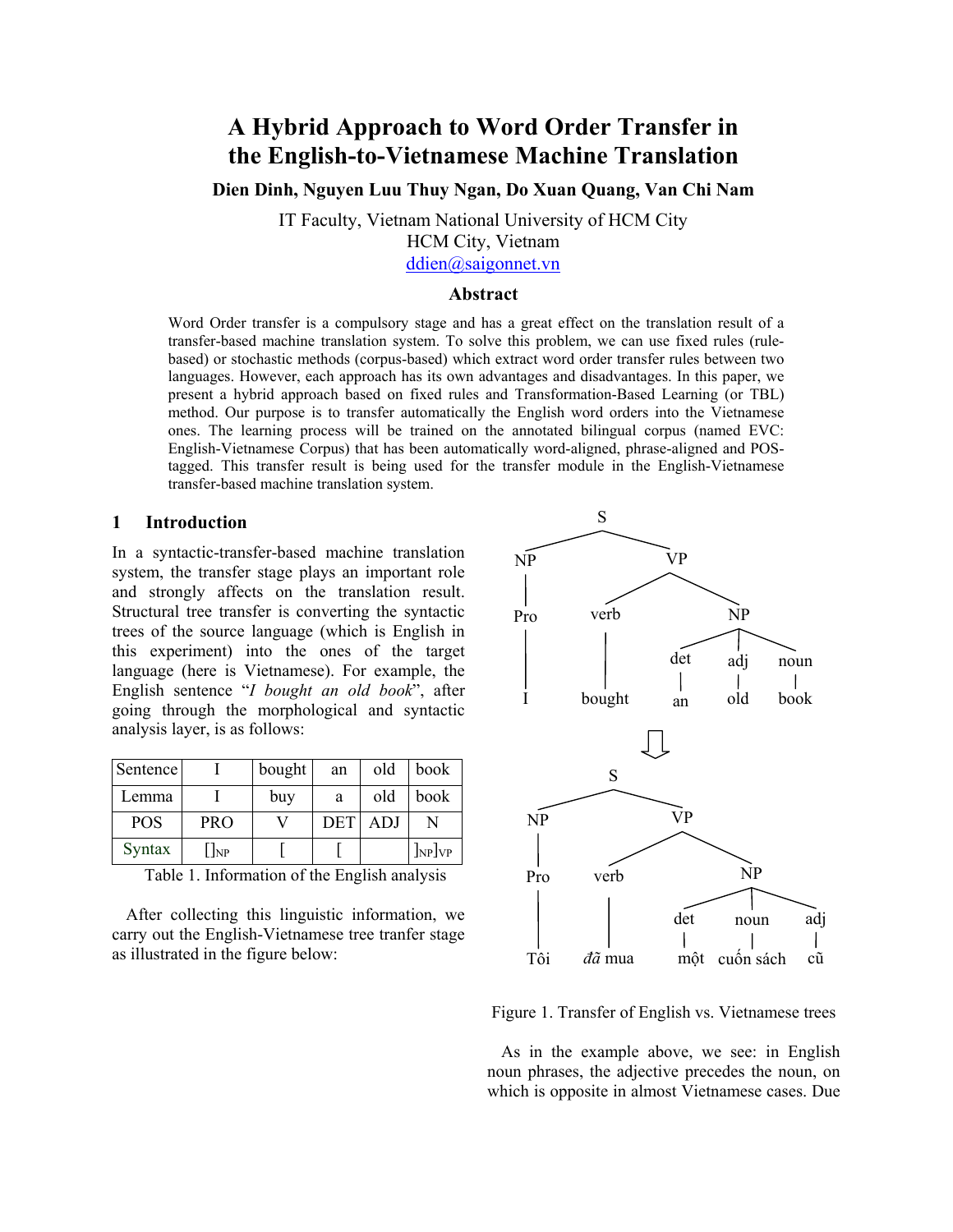# A Hybrid Approach to Word Order Transfer in the English-to-Vietnamese Machine Translation

**Dien Dinh, Nguyen Luu Thuy Ngan, Do Xuan Quang, Van Chi Nam**

IT Faculty, Vietnam National University of HCM City
HCM City, Vietnam
ddien@saigonnet.vn

## Abstract

Word Order transfer is a compulsory stage and has a great effect on the translation result of a transfer-based machine translation system. To solve this problem, we can use fixed rules (rule-based) or stochastic methods (corpus-based) which extract word order transfer rules between two languages. However, each approach has its own advantages and disadvantages. In this paper, we present a hybrid approach based on fixed rules and Transformation-Based Learning (or TBL) method. Our purpose is to transfer automatically the English word orders into the Vietnamese ones. The learning process will be trained on the annotated bilingual corpus (named EVC: English-Vietnamese Corpus) that has been automatically word-aligned, phrase-aligned and POS-tagged. This transfer result is being used for the transfer module in the English-Vietnamese transfer-based machine translation system.

## 1 Introduction

In a syntactic-transfer-based machine translation system, the transfer stage plays an important role and strongly affects on the translation result. Structural tree transfer is converting the syntactic trees of the source language (which is English in this experiment) into the ones of the target language (here is Vietnamese). For example, the English sentence "*I bought an old book*", after going through the morphological and syntactic analysis layer, is as follows:

| Sentence | I | bought | an | old | book |
|---|---|---|---|---|---|
| Lemma | I | buy | a | old | book |
| POS | PRO | V | DET | ADJ | N |
| Syntax | $[]_{NP}$ | [ | [ | | $]_{NP}]_{VP}$ |

Table 1. Information of the English analysis

After collecting this linguistic information, we carry out the English-Vietnamese tree tranfer stage as illustrated in the figure below:

```
S
├── NP
│   └── Pro ── I
└── VP
    ├── verb ── bought
    └── NP
        ├── det ── an
        ├── adj ── old
        └── noun ── book

        ⇓

S
├── NP
│   └── Pro ── Tôi
└── VP
    ├── verb ── đã mua
    └── NP
        ├── det ── một
        ├── noun ── cuốn sách
        └── adj ── cũ
```

Figure 1. Transfer of English vs. Vietnamese trees

As in the example above, we see: in English noun phrases, the adjective precedes the noun, on which is opposite in almost Vietnamese cases. Due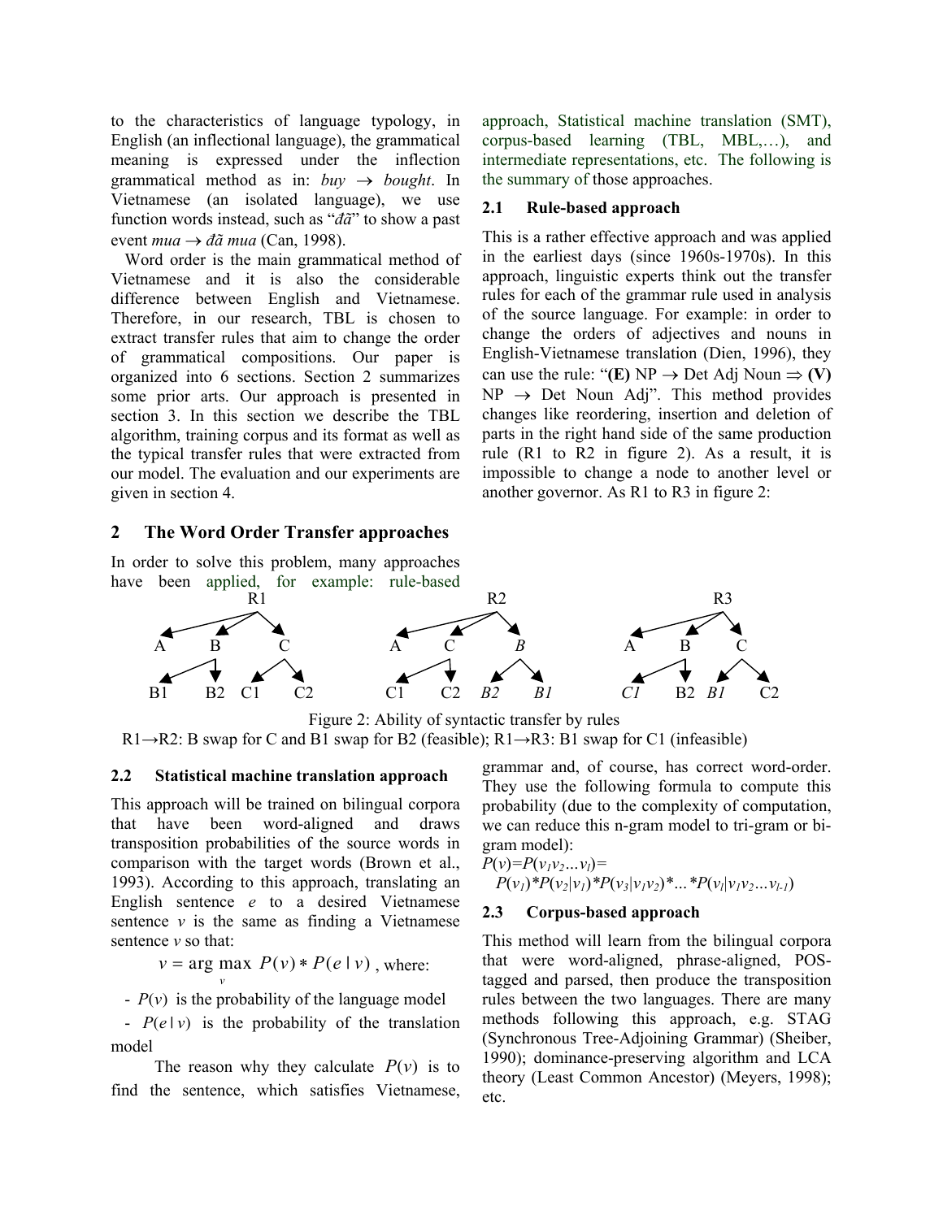to the characteristics of language typology, in English (an inflectional language), the grammatical meaning is expressed under the inflection grammatical method as in: *buy* → *bought*. In Vietnamese (an isolated language), we use function words instead, such as "*đã*" to show a past event *mua* → *đã mua* (Can, 1998).

Word order is the main grammatical method of Vietnamese and it is also the considerable difference between English and Vietnamese. Therefore, in our research, TBL is chosen to extract transfer rules that aim to change the order of grammatical compositions. Our paper is organized into 6 sections. Section 2 summarizes some prior arts. Our approach is presented in section 3. In this section we describe the TBL algorithm, training corpus and its format as well as the typical transfer rules that were extracted from our model. The evaluation and our experiments are given in section 4.

## 2 The Word Order Transfer approaches

In order to solve this problem, many approaches have been applied, for example: rule-based approach, Statistical machine translation (SMT), corpus-based learning (TBL, MBL,…), and intermediate representations, etc. The following is the summary of those approaches.

### 2.1 Rule-based approach

This is a rather effective approach and was applied in the earliest days (since 1960s-1970s). In this approach, linguistic experts think out the transfer rules for each of the grammar rule used in analysis of the source language. For example: in order to change the orders of adjectives and nouns in English-Vietnamese translation (Dien, 1996), they can use the rule: "**(E)** NP → Det Adj Noun ⇒ **(V)** NP → Det Noun Adj". This method provides changes like reordering, insertion and deletion of parts in the right hand side of the same production rule (R1 to R2 in figure 2). As a result, it is impossible to change a node to another level or another governor. As R1 to R3 in figure 2:

```
        R1                       R2                       R3
   A    B     C             A    C     B             A    B     C
      B1  B2 C1  C2            C1  C2 B2  B1            C1  B2 B1  C2
```

Figure 2: Ability of syntactic transfer by rules
R1→R2: B swap for C and B1 swap for B2 (feasible); R1→R3: B1 swap for C1 (infeasible)

### 2.2 Statistical machine translation approach

This approach will be trained on bilingual corpora that have been word-aligned and draws transposition probabilities of the source words in comparison with the target words (Brown et al., 1993). According to this approach, translating an English sentence *e* to a desired Vietnamese sentence *v* is the same as finding a Vietnamese sentence *v* so that:

$$v = \arg\max_{v} P(v) * P(e \mid v)$$, where:

- $P(v)$ is the probability of the language model
- $P(e \mid v)$ is the probability of the translation model

The reason why they calculate $P(v)$ is to find the sentence, which satisfies Vietnamese, grammar and, of course, has correct word-order. They use the following formula to compute this probability (due to the complexity of computation, we can reduce this n-gram model to tri-gram or bi-gram model):

$P(v)=P(v_1 v_2 \ldots v_l)=$
$P(v_1) * P(v_2|v_1) * P(v_3|v_1 v_2) * \ldots * P(v_l|v_1 v_2 \ldots v_{l-1})$

### 2.3 Corpus-based approach

This method will learn from the bilingual corpora that were word-aligned, phrase-aligned, POS-tagged and parsed, then produce the transposition rules between the two languages. There are many methods following this approach, e.g. STAG (Synchronous Tree-Adjoining Grammar) (Sheiber, 1990); dominance-preserving algorithm and LCA theory (Least Common Ancestor) (Meyers, 1998); etc.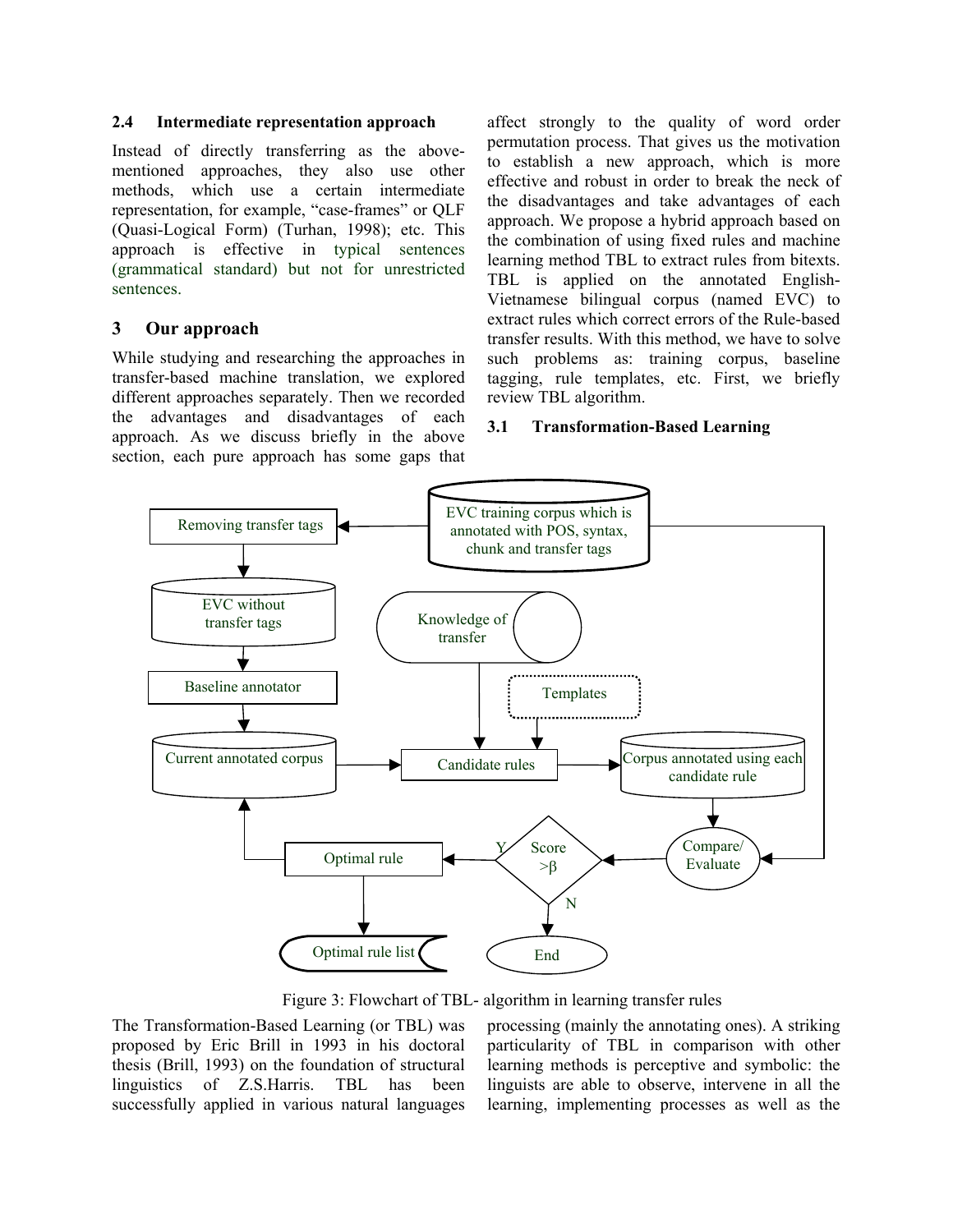### 2.4 Intermediate representation approach

Instead of directly transferring as the above-mentioned approaches, they also use other methods, which use a certain intermediate representation, for example, "case-frames" or QLF (Quasi-Logical Form) (Turhan, 1998); etc. This approach is effective in typical sentences (grammatical standard) but not for unrestricted sentences.

## 3 Our approach

While studying and researching the approaches in transfer-based machine translation, we explored different approaches separately. Then we recorded the advantages and disadvantages of each approach. As we discuss briefly in the above section, each pure approach has some gaps that affect strongly to the quality of word order permutation process. That gives us the motivation to establish a new approach, which is more effective and robust in order to break the neck of the disadvantages and take advantages of each approach. We propose a hybrid approach based on the combination of using fixed rules and machine learning method TBL to extract rules from bitexts. TBL is applied on the annotated English-Vietnamese bilingual corpus (named EVC) to extract rules which correct errors of the Rule-based transfer results. With this method, we have to solve such problems as: training corpus, baseline tagging, rule templates, etc. First, we briefly review TBL algorithm.

### 3.1 Transformation-Based Learning

Figure 3: Flowchart of TBL- algorithm in learning transfer rules

The Transformation-Based Learning (or TBL) was proposed by Eric Brill in 1993 in his doctoral thesis (Brill, 1993) on the foundation of structural linguistics of Z.S.Harris. TBL has been successfully applied in various natural languages processing (mainly the annotating ones). A striking particularity of TBL in comparison with other learning methods is perceptive and symbolic: the linguists are able to observe, intervene in all the learning, implementing processes as well as the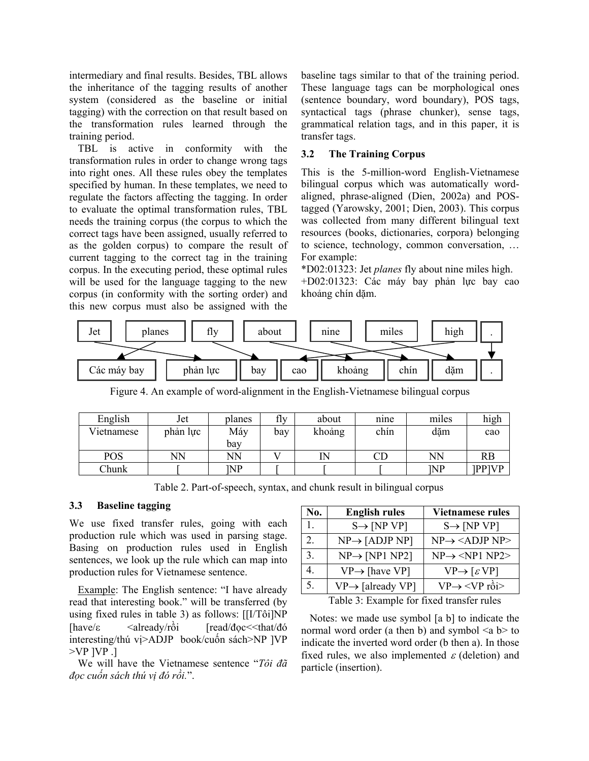intermediary and final results. Besides, TBL allows the inheritance of the tagging results of another system (considered as the baseline or initial tagging) with the correction on that result based on the transformation rules learned through the training period.

TBL is active in conformity with the transformation rules in order to change wrong tags into right ones. All these rules obey the templates specified by human. In these templates, we need to regulate the factors affecting the tagging. In order to evaluate the optimal transformation rules, TBL needs the training corpus (the corpus to which the correct tags have been assigned, usually referred to as the golden corpus) to compare the result of current tagging to the correct tag in the training corpus. In the executing period, these optimal rules will be used for the language tagging to the new corpus (in conformity with the sorting order) and this new corpus must also be assigned with the baseline tags similar to that of the training period. These language tags can be morphological ones (sentence boundary, word boundary), POS tags, syntactical tags (phrase chunker), sense tags, grammatical relation tags, and in this paper, it is transfer tags.

### 3.2 The Training Corpus

This is the 5-million-word English-Vietnamese bilingual corpus which was automatically word-aligned, phrase-aligned (Dien, 2002a) and POS-tagged (Yarowsky, 2001; Dien, 2003). This corpus was collected from many different bilingual text resources (books, dictionaries, corpora) belonging to science, technology, common conversation, … For example:

*D02:01323: Jet *planes* fly about nine miles high.
+D02:01323: Các máy bay phản lực bay cao khoảng chín dặm.

Jet | planes | fly | about | nine | miles | high | .

Các máy bay | phản lực | bay | cao | khoảng | chín | dặm | .

Figure 4. An example of word-alignment in the English-Vietnamese bilingual corpus

| English | Jet | planes | fly | about | nine | miles | high |
|---|---|---|---|---|---|---|---|
| Vietnamese | phản lực | Máy bay | bay | khoảng | chín | dặm | cao |
| POS | NN | NN | V | IN | CD | NN | RB |
| Chunk | [ | ]NP | [ | [ | [ | ]NP | ]PP]VP |

Table 2. Part-of-speech, syntax, and chunk result in bilingual corpus

### 3.3 Baseline tagging

We use fixed transfer rules, going with each production rule which was used in parsing stage. Basing on production rules used in English sentences, we look up the rule which can map into production rules for Vietnamese sentence.

Example: The English sentence: "I have already read that interesting book." will be transferred (by using fixed rules in table 3) as follows: [[I/Tôi]NP [have/ε <already/rồi [read/đọc<<that/đó interesting/thú vị>ADJP book/cuốn sách>NP ]VP >VP ]VP .]

We will have the Vietnamese sentence "*Tôi đã đọc cuốn sách thú vị đó rồi.*".

| No. | English rules | Vietnamese rules |
|---|---|---|
| 1. | S→ [NP VP] | S→ [NP VP] |
| 2. | NP→ [ADJP NP] | NP→ <ADJP NP> |
| 3. | NP→ [NP1 NP2] | NP→ <NP1 NP2> |
| 4. | VP→ [have VP] | VP→ [$\varepsilon$ VP] |
| 5. | VP→ [already VP] | VP→ <VP rồi> |

Table 3: Example for fixed transfer rules

Notes: we made use symbol [a b] to indicate the normal word order (a then b) and symbol <a b> to indicate the inverted word order (b then a). In those fixed rules, we also implemented $\varepsilon$ (deletion) and particle (insertion).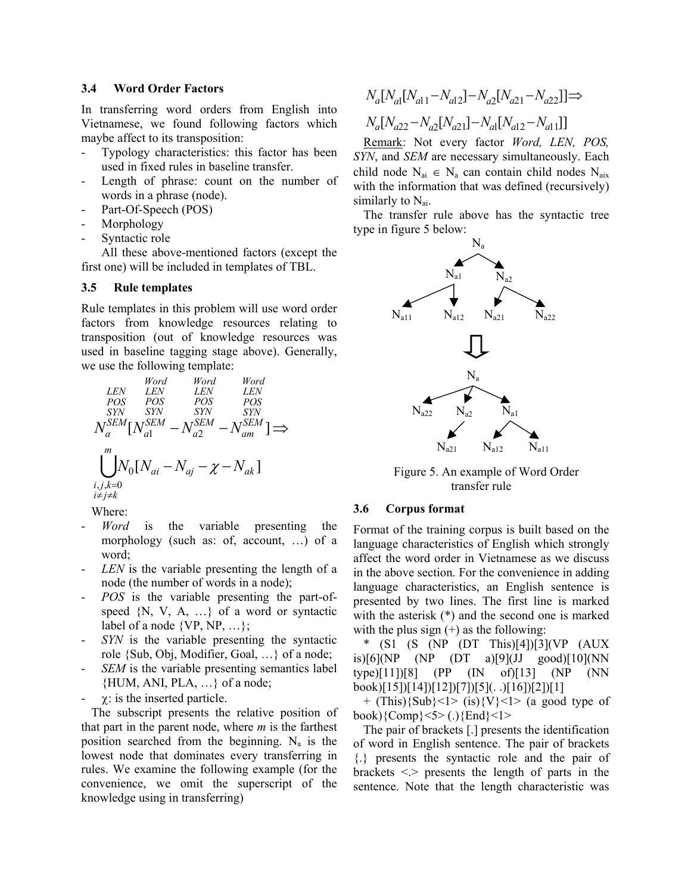### 3.4 Word Order Factors

In transferring word orders from English into Vietnamese, we found following factors which maybe affect to its transposition:

- Typology characteristics: this factor has been used in fixed rules in baseline transfer.
- Length of phrase: count on the number of words in a phrase (node).
- Part-Of-Speech (POS)
- Morphology
- Syntactic role

All these above-mentioned factors (except the first one) will be included in templates of TBL.

### 3.5 Rule templates

Rule templates in this problem will use word order factors from knowledge resources relating to transposition (out of knowledge resources was used in baseline tagging stage above). Generally, we use the following template:

$$\overset{\substack{LEN\\POS\\SYN}}{N_a^{SEM}}[\overset{\substack{Word\\LEN\\POS\\SYN}}{N_{a1}^{SEM}} - \overset{\substack{Word\\LEN\\POS\\SYN}}{N_{a2}^{SEM}} - \overset{\substack{Word\\LEN\\POS\\SYN}}{N_{am}^{SEM}}] \Rightarrow \bigcup_{\substack{i,j,k=0\\i\neq j\neq k}}^{m} N_0[N_{ai} - N_{aj} - \chi - N_{ak}]$$

Where:

- *Word* is the variable presenting the morphology (such as: of, account, …) of a word;
- *LEN* is the variable presenting the length of a node (the number of words in a node);
- *POS* is the variable presenting the part-of-speed {N, V, A, …} of a word or syntactic label of a node {VP, NP, …};
- *SYN* is the variable presenting the syntactic role {Sub, Obj, Modifier, Goal, …} of a node;
- *SEM* is the variable presenting semantics label {HUM, ANI, PLA, …} of a node;
- $\chi$: is the inserted particle.

The subscript presents the relative position of that part in the parent node, where *m* is the farthest position searched from the beginning. $N_a$ is the lowest node that dominates every transferring in rules. We examine the following example (for the convenience, we omit the superscript of the knowledge using in transferring)

$$N_a[N_{a1}[N_{a11} - N_{a12}] - N_{a2}[N_{a21} - N_{a22}]] \Rightarrow$$
$$N_a[N_{a22} - N_{a2}[N_{a21}] - N_{a1}[N_{a12} - N_{a11}]]$$

Remark: Not every factor *Word, LEN, POS, SYN*, and *SEM* are necessary simultaneously. Each child node $N_{ai} \in N_a$ can contain child nodes $N_{aix}$ with the information that was defined (recursively) similarly to $N_{ai}$.

The transfer rule above has the syntactic tree type in figure 5 below:

Figure 5. An example of Word Order transfer rule

### 3.6 Corpus format

Format of the training corpus is built based on the language characteristics of English which strongly affect the word order in Vietnamese as we discuss in the above section. For the convenience in adding language characteristics, an English sentence is presented by two lines. The first line is marked with the asterisk (*) and the second one is marked with the plus sign (+) as the following:

\* (S1 (S (NP (DT This)[4])[3](VP (AUX is)[6](NP (NP (DT a)[9](JJ good)[10](NN type)[11])[8] (PP (IN of)[13] (NP (NN book)[15])[14])[12])[7])[5](. .)[16])[2])[1]

\+ (This){Sub}<1> (is){V}<1> (a good type of book){Comp}<5> (.){End}<1>

The pair of brackets [.] presents the identification of word in English sentence. The pair of brackets {.} presents the syntactic role and the pair of brackets <.> presents the length of parts in the sentence. Note that the length characteristic was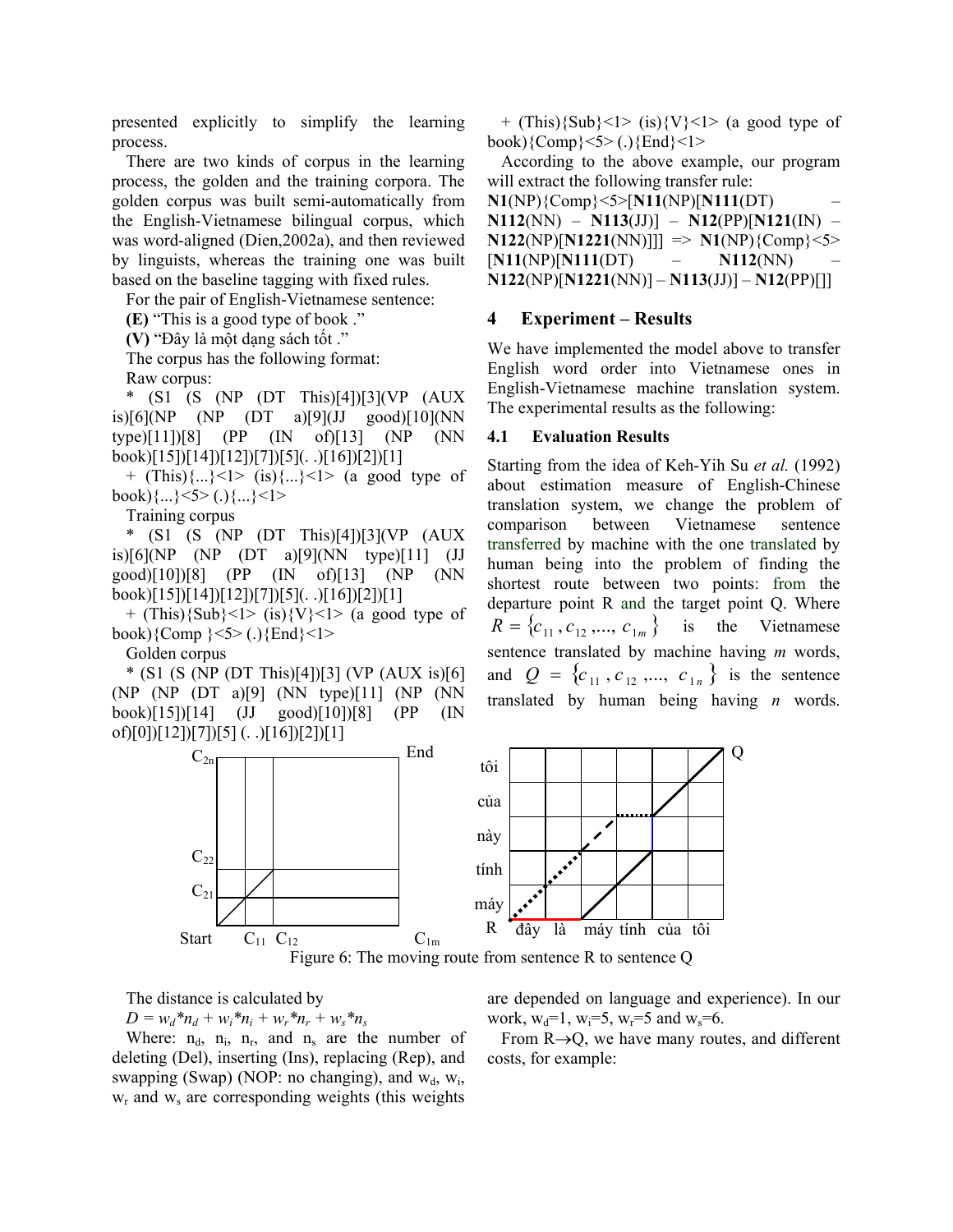presented explicitly to simplify the learning process.

There are two kinds of corpus in the learning process, the golden and the training corpora. The golden corpus was built semi-automatically from the English-Vietnamese bilingual corpus, which was word-aligned (Dien,2002a), and then reviewed by linguists, whereas the training one was built based on the baseline tagging with fixed rules.

For the pair of English-Vietnamese sentence:

**(E)** "This is a good type of book ."

**(V)** "Đây là một dạng sách tốt ."

The corpus has the following format:

Raw corpus:

* (S1 (S (NP (DT This)[4])[3](VP (AUX is)[6](NP (NP (DT a)[9](JJ good)[10](NN type)[11])[8] (PP (IN of)[13] (NP (NN book)[15])[14])[12])[7])[5](. .)[16])[2])[1]

+ (This){...}<1> (is){...}<1> (a good type of book){...}<5> (.){...}<1>

Training corpus

* (S1 (S (NP (DT This)[4])[3](VP (AUX is)[6](NP (NP (DT a)[9](NN type)[11] (JJ good)[10])[8] (PP (IN of)[13] (NP (NN book)[15])[14])[12])[7])[5](. .)[16])[2])[1]

+ (This){Sub}<1> (is){V}<1> (a good type of book){Comp }<5> (.){End}<1>

Golden corpus

* (S1 (S (NP (DT This)[4])[3] (VP (AUX is)[6] (NP (NP (DT a)[9] (NN type)[11] (NP (NN book)[15])[14] (JJ good)[10])[8] (PP (IN of)[0])[12])[7])[5] (. .)[16])[2])[1]

+ (This){Sub}<1> (is){V}<1> (a good type of book){Comp}<5> (.){End}<1>

According to the above example, our program will extract the following transfer rule:

**N1**(NP){Comp}<5>[**N11**(NP)[**N111**(DT) – **N112**(NN) – **N113**(JJ)] – **N12**(PP)[**N121**(IN) – **N122**(NP)[**N1221**(NN)]]] => **N1**(NP){Comp}<5> [**N11**(NP)[**N111**(DT) – **N112**(NN) – **N122**(NP)[**N1221**(NN)] – **N113**(JJ)] – **N12**(PP)[]]

## 4 Experiment – Results

We have implemented the model above to transfer English word order into Vietnamese ones in English-Vietnamese machine translation system. The experimental results as the following:

### 4.1 Evaluation Results

Starting from the idea of Keh-Yih Su *et al.* (1992) about estimation measure of English-Chinese translation system, we change the problem of comparison between Vietnamese sentence transferred by machine with the one translated by human being into the problem of finding the shortest route between two points: from the departure point R and the target point Q. Where $R = \{c_{11}, c_{12}, ..., c_{1m}\}$ is the Vietnamese sentence translated by machine having *m* words, and $Q = \{c_{11}, c_{12}, ..., c_{1n}\}$ is the sentence translated by human being having *n* words.

Figure 6: The moving route from sentence R to sentence Q

The distance is calculated by

$D = w_d{*}n_d + w_i{*}n_i + w_r{*}n_r + w_s{*}n_s$

Where: $n_d$, $n_i$, $n_r$, and $n_s$ are the number of deleting (Del), inserting (Ins), replacing (Rep), and swapping (Swap) (NOP: no changing), and $w_d$, $w_i$, $w_r$ and $w_s$ are corresponding weights (this weights are depended on language and experience). In our work, $w_d$=1, $w_i$=5, $w_r$=5 and $w_s$=6.

From R→Q, we have many routes, and different costs, for example: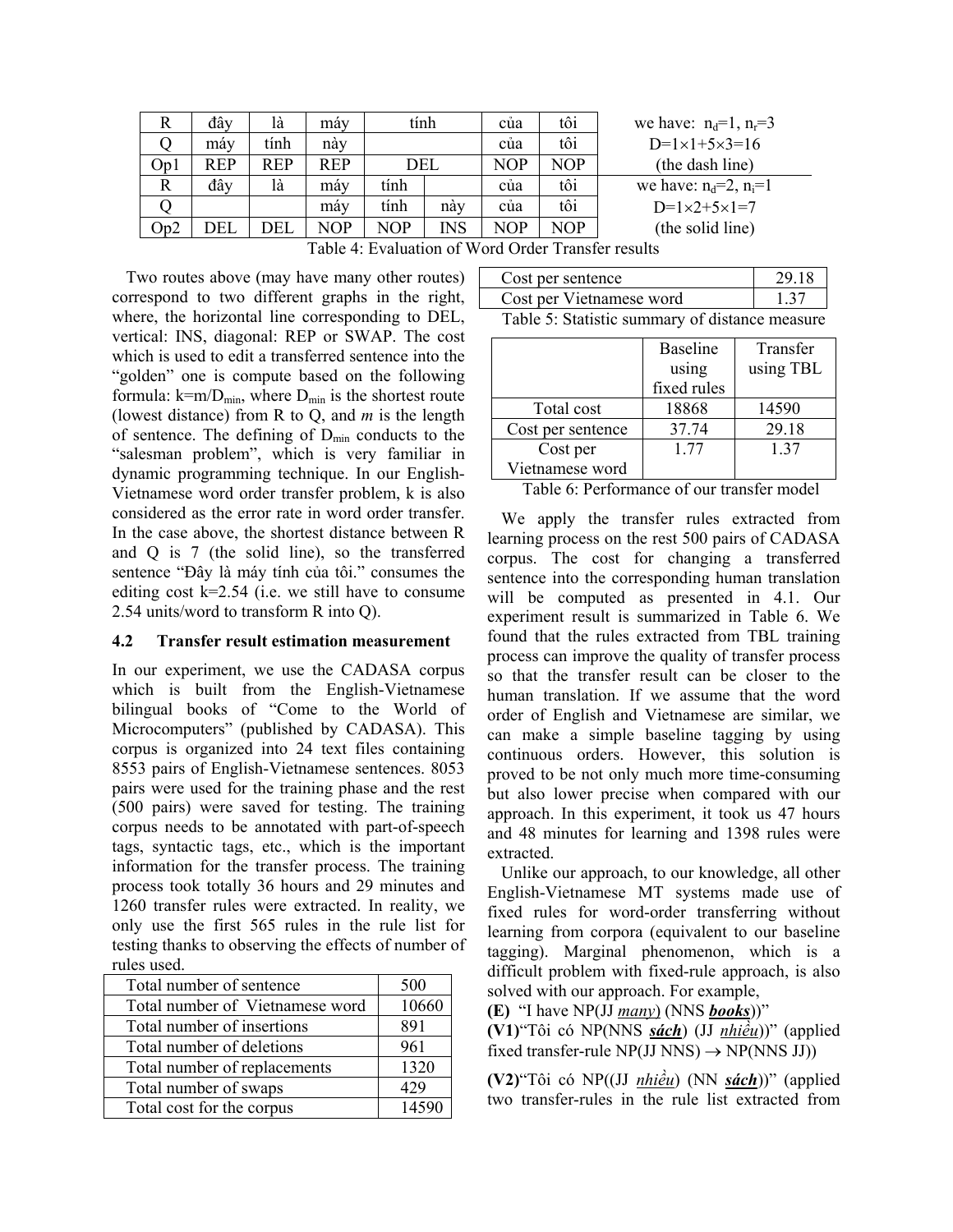| R | đây | là | máy | tính | | của | tôi | we have: $n_d$=1, $n_r$=3 |
|---|---|---|---|---|---|---|---|---|
| Q | máy | tính | này | | | của | tôi | D=1×1+5×3=16 |
| Op1 | REP | REP | REP | DEL | | NOP | NOP | (the dash line) |
| R | đây | là | máy | tính | | của | tôi | we have: $n_d$=2, $n_i$=1 |
| Q | | | máy | tính | này | của | tôi | D=1×2+5×1=7 |
| Op2 | DEL | DEL | NOP | NOP | INS | NOP | NOP | (the solid line) |

Table 4: Evaluation of Word Order Transfer results

Two routes above (may have many other routes) correspond to two different graphs in the right, where, the horizontal line corresponding to DEL, vertical: INS, diagonal: REP or SWAP. The cost which is used to edit a transferred sentence into the "golden" one is compute based on the following formula: $k=m/D_{min}$, where $D_{min}$ is the shortest route (lowest distance) from R to Q, and *m* is the length of sentence. The defining of $D_{min}$ conducts to the "salesman problem", which is very familiar in dynamic programming technique. In our English-Vietnamese word order transfer problem, k is also considered as the error rate in word order transfer. In the case above, the shortest distance between R and Q is 7 (the solid line), so the transferred sentence "Đây là máy tính của tôi." consumes the editing cost k=2.54 (i.e. we still have to consume 2.54 units/word to transform R into Q).

### 4.2 Transfer result estimation measurement

In our experiment, we use the CADASA corpus which is built from the English-Vietnamese bilingual books of "Come to the World of Microcomputers" (published by CADASA). This corpus is organized into 24 text files containing 8553 pairs of English-Vietnamese sentences. 8053 pairs were used for the training phase and the rest (500 pairs) were saved for testing. The training corpus needs to be annotated with part-of-speech tags, syntactic tags, etc., which is the important information for the transfer process. The training process took totally 36 hours and 29 minutes and 1260 transfer rules were extracted. In reality, we only use the first 565 rules in the rule list for testing thanks to observing the effects of number of rules used.

| | |
|---|---|
| Total number of sentence | 500 |
| Total number of Vietnamese word | 10660 |
| Total number of insertions | 891 |
| Total number of deletions | 961 |
| Total number of replacements | 1320 |
| Total number of swaps | 429 |
| Total cost for the corpus | 14590 |
| Cost per sentence | 29.18 |
| Cost per Vietnamese word | 1.37 |

Table 5: Statistic summary of distance measure

| | Baseline using fixed rules | Transfer using TBL |
|---|---|---|
| Total cost | 18868 | 14590 |
| Cost per sentence | 37.74 | 29.18 |
| Cost per Vietnamese word | 1.77 | 1.37 |

Table 6: Performance of our transfer model

We apply the transfer rules extracted from learning process on the rest 500 pairs of CADASA corpus. The cost for changing a transferred sentence into the corresponding human translation will be computed as presented in 4.1. Our experiment result is summarized in Table 6. We found that the rules extracted from TBL training process can improve the quality of transfer process so that the transfer result can be closer to the human translation. If we assume that the word order of English and Vietnamese are similar, we can make a simple baseline tagging by using continuous orders. However, this solution is proved to be not only much more time-consuming but also lower precise when compared with our approach. In this experiment, it took us 47 hours and 48 minutes for learning and 1398 rules were extracted.

Unlike our approach, to our knowledge, all other English-Vietnamese MT systems made use of fixed rules for word-order transferring without learning from corpora (equivalent to our baseline tagging). Marginal phenomenon, which is a difficult problem with fixed-rule approach, is also solved with our approach. For example,

**(E)** "I have NP(JJ *many*) (NNS ***books***))"

**(V1)**"Tôi có NP(NNS ***sách***) (JJ *nhiều*))" (applied fixed transfer-rule NP(JJ NNS) → NP(NNS JJ))

**(V2)**"Tôi có NP((JJ *nhiều*) (NN ***sách***))" (applied two transfer-rules in the rule list extracted from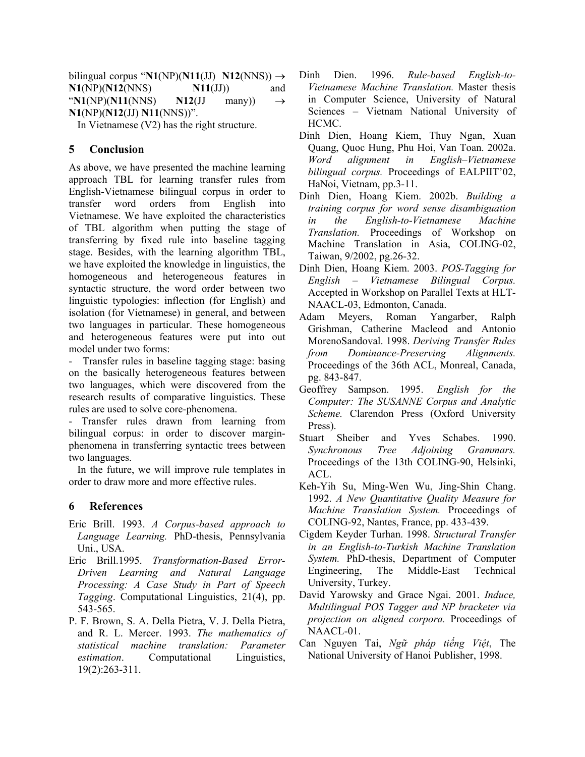bilingual corpus "**N1**(NP)(**N11**(JJ) **N12**(NNS)) → **N1**(NP)(**N12**(NNS) **N11**(JJ)) and "**N1**(NP)(**N11**(NNS) **N12**(JJ many)) → **N1**(NP)(**N12**(JJ) **N11**(NNS))".

In Vietnamese (V2) has the right structure.

## 5 Conclusion

As above, we have presented the machine learning approach TBL for learning transfer rules from English-Vietnamese bilingual corpus in order to transfer word orders from English into Vietnamese. We have exploited the characteristics of TBL algorithm when putting the stage of transferring by fixed rule into baseline tagging stage. Besides, with the learning algorithm TBL, we have exploited the knowledge in linguistics, the homogeneous and heterogeneous features in syntactic structure, the word order between two linguistic typologies: inflection (for English) and isolation (for Vietnamese) in general, and between two languages in particular. These homogeneous and heterogeneous features were put into out model under two forms:

- Transfer rules in baseline tagging stage: basing on the basically heterogeneous features between two languages, which were discovered from the research results of comparative linguistics. These rules are used to solve core-phenomena.
- Transfer rules drawn from learning from bilingual corpus: in order to discover margin-phenomena in transferring syntactic trees between two languages.

In the future, we will improve rule templates in order to draw more and more effective rules.

## 6 References

Eric Brill. 1993. *A Corpus-based approach to Language Learning.* PhD-thesis, Pennsylvania Uni., USA.

Eric Brill.1995. *Transformation-Based Error-Driven Learning and Natural Language Processing: A Case Study in Part of Speech Tagging*. Computational Linguistics, 21(4), pp. 543-565.

P. F. Brown, S. A. Della Pietra, V. J. Della Pietra, and R. L. Mercer. 1993. *The mathematics of statistical machine translation: Parameter estimation*. Computational Linguistics, 19(2):263-311.

Dinh Dien. 1996. *Rule-based English-to-Vietnamese Machine Translation.* Master thesis in Computer Science, University of Natural Sciences – Vietnam National University of HCMC.

Dinh Dien, Hoang Kiem, Thuy Ngan, Xuan Quang, Quoc Hung, Phu Hoi, Van Toan. 2002a. *Word alignment in English–Vietnamese bilingual corpus.* Proceedings of EALPIIT'02, HaNoi, Vietnam, pp.3-11.

Dinh Dien, Hoang Kiem. 2002b. *Building a training corpus for word sense disambiguation in the English-to-Vietnamese Machine Translation.* Proceedings of Workshop on Machine Translation in Asia, COLING-02, Taiwan, 9/2002, pg.26-32.

Dinh Dien, Hoang Kiem. 2003. *POS-Tagging for English – Vietnamese Bilingual Corpus.* Accepted in Workshop on Parallel Texts at HLT-NAACL-03, Edmonton, Canada.

Adam Meyers, Roman Yangarber, Ralph Grishman, Catherine Macleod and Antonio MorenoSandoval. 1998. *Deriving Transfer Rules from Dominance-Preserving Alignments.* Proceedings of the 36th ACL, Monreal, Canada, pg. 843-847.

Geoffrey Sampson. 1995. *English for the Computer: The SUSANNE Corpus and Analytic Scheme.* Clarendon Press (Oxford University Press).

Stuart Sheiber and Yves Schabes. 1990. *Synchronous Tree Adjoining Grammars.* Proceedings of the 13th COLING-90, Helsinki, ACL.

Keh-Yih Su, Ming-Wen Wu, Jing-Shin Chang. 1992. *A New Quantitative Quality Measure for Machine Translation System.* Proceedings of COLING-92, Nantes, France, pp. 433-439.

Cigdem Keyder Turhan. 1998. *Structural Transfer in an English-to-Turkish Machine Translation System.* PhD-thesis, Department of Computer Engineering, The Middle-East Technical University, Turkey.

David Yarowsky and Grace Ngai. 2001. *Induce, Multilingual POS Tagger and NP bracketer via projection on aligned corpora.* Proceedings of NAACL-01.

Can Nguyen Tai, *Ngữ pháp tiếng Việt*, The National University of Hanoi Publisher, 1998.